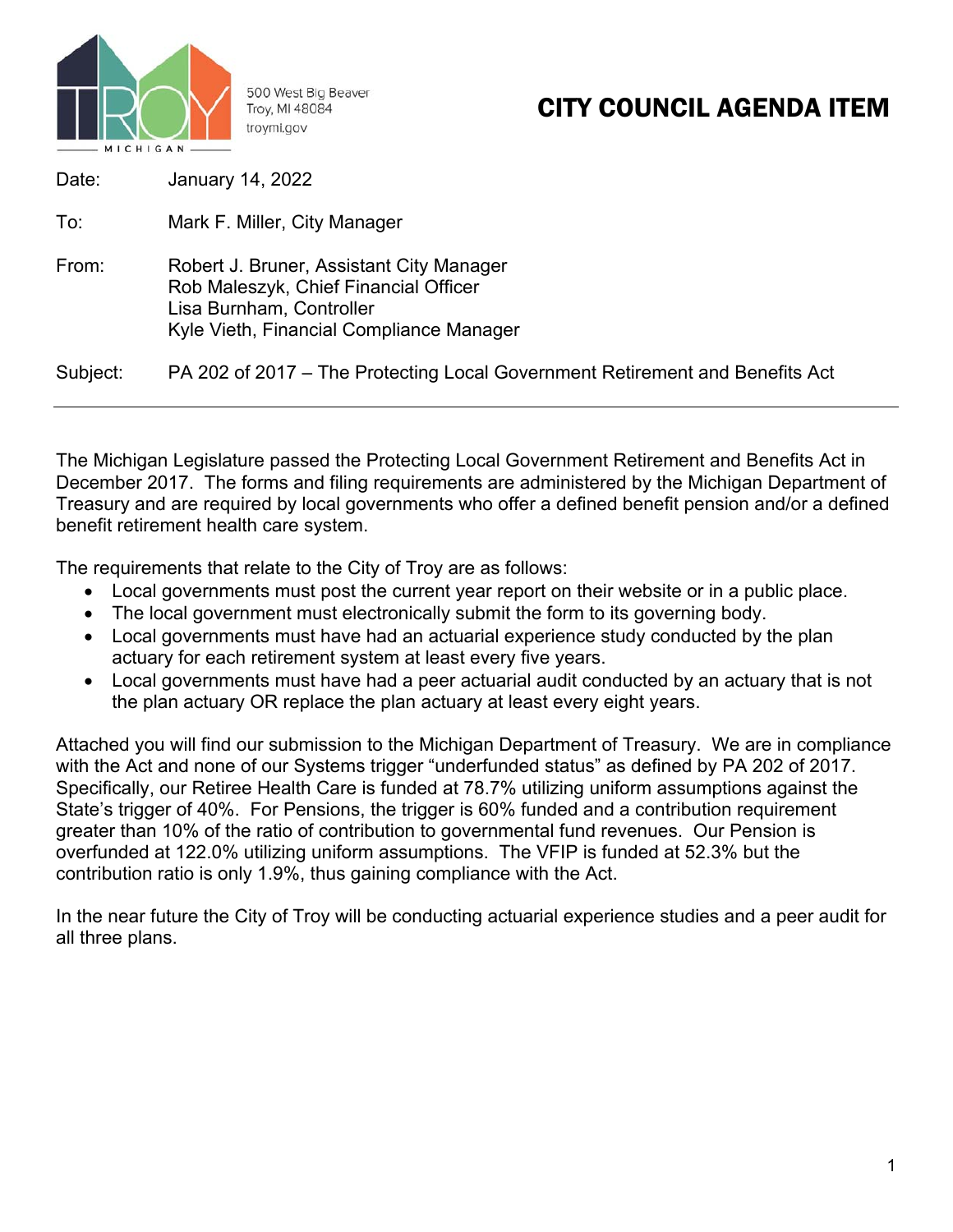500 West Big Beaver
Troy, MI 48084
troymi.gov

# CITY COUNCIL AGENDA ITEM

Date: January 14, 2022

To: Mark F. Miller, City Manager

From: Robert J. Bruner, Assistant City Manager
Rob Maleszyk, Chief Financial Officer
Lisa Burnham, Controller
Kyle Vieth, Financial Compliance Manager

Subject: PA 202 of 2017 – The Protecting Local Government Retirement and Benefits Act

---

The Michigan Legislature passed the Protecting Local Government Retirement and Benefits Act in December 2017. The forms and filing requirements are administered by the Michigan Department of Treasury and are required by local governments who offer a defined benefit pension and/or a defined benefit retirement health care system.

The requirements that relate to the City of Troy are as follows:

- Local governments must post the current year report on their website or in a public place.
- The local government must electronically submit the form to its governing body.
- Local governments must have had an actuarial experience study conducted by the plan actuary for each retirement system at least every five years.
- Local governments must have had a peer actuarial audit conducted by an actuary that is not the plan actuary OR replace the plan actuary at least every eight years.

Attached you will find our submission to the Michigan Department of Treasury. We are in compliance with the Act and none of our Systems trigger "underfunded status" as defined by PA 202 of 2017. Specifically, our Retiree Health Care is funded at 78.7% utilizing uniform assumptions against the State's trigger of 40%. For Pensions, the trigger is 60% funded and a contribution requirement greater than 10% of the ratio of contribution to governmental fund revenues. Our Pension is overfunded at 122.0% utilizing uniform assumptions. The VFIP is funded at 52.3% but the contribution ratio is only 1.9%, thus gaining compliance with the Act.

In the near future the City of Troy will be conducting actuarial experience studies and a peer audit for all three plans.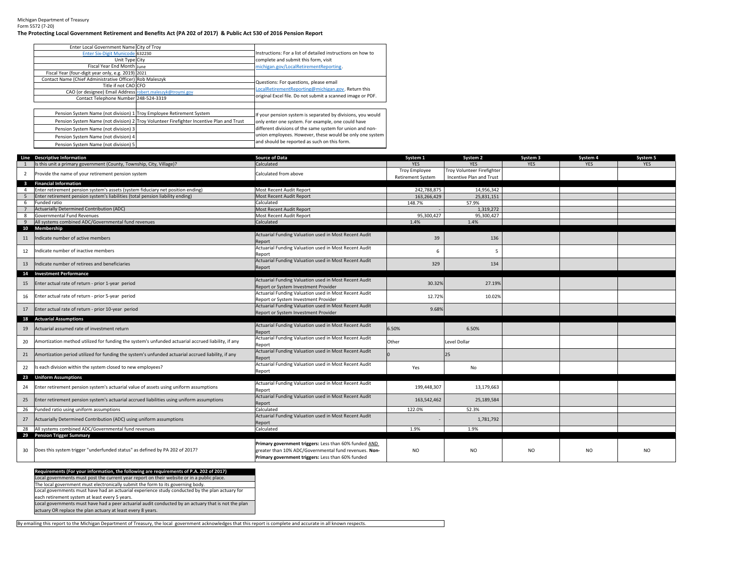Michigan Department of Treasury
Form 5572 (7-20)

**The Protecting Local Government Retirement and Benefits Act (PA 202 of 2017) & Public Act 530 of 2016 Pension Report**

| | | |
|---|---|---|
| Enter Local Government Name | City of Troy | Instructions: For a list of detailed instructions on how to complete and submit this form, visit michigan.gov/LocalRetirementReporting. |
| Enter Six-Digit Municode | 632230 | |
| Unit Type | City | |
| Fiscal Year End Month | June | |
| Fiscal Year (four-digit year only, e.g. 2019) | 2021 | |
| Contact Name (Chief Administrative Officer) | Rob Maleszyk | Questions: For questions, please email LocalRetirementReporting@michigan.gov. Return this original Excel file. Do not submit a scanned image or PDF. |
| Title if not CAO | CFO | |
| CAO (or designee) Email Address | robert.maleszyk@troymi.gov | |
| Contact Telephone Number | 248-524-3319 | |

| | | |
|---|---|---|
| Pension System Name (not division) 1 | Troy Employee Retirement System | If your pension system is separated by divisions, you would only enter one system. For example, one could have different divisions of the same system for union and non-union employees. However, these would be only one system and should be reported as such on this form. |
| Pension System Name (not division) 2 | Troy Volunteer Firefighter Incentive Plan and Trust | |
| Pension System Name (not division) 3 | | |
| Pension System Name (not division) 4 | | |
| Pension System Name (not division) 5 | | |

| Line | Descriptive Information | Source of Data | System 1 | System 2 | System 3 | System 4 | System 5 |
|---|---|---|---|---|---|---|---|
| 1 | Is this unit a primary government (County, Township, City, Village)? | Calculated | YES | YES | YES | YES | YES |
| 2 | Provide the name of your retirement pension system | Calculated from above | Troy Employee Retirement System | Troy Volunteer Firefighter Incentive Plan and Trust | | | |
| 3 | **Financial Information** | | | | | | |
| 4 | Enter retirement pension system's assets (system fiduciary net position ending) | Most Recent Audit Report | 242,788,875 | 14,956,342 | | | |
| 5 | Enter retirement pension system's liabilities (total pension liability ending) | Most Recent Audit Report | 163,266,429 | 25,831,151 | | | |
| 6 | Funded ratio | Calculated | 148.7% | 57.9% | | | |
| 7 | Actuarially Determined Contribution (ADC) | Most Recent Audit Report | - | 1,319,272 | | | |
| 8 | Governmental Fund Revenues | Most Recent Audit Report | 95,300,427 | 95,300,427 | | | |
| 9 | All systems combined ADC/Governmental fund revenues | Calculated | 1.4% | 1.4% | | | |
| 10 | **Membership** | | | | | | |
| 11 | Indicate number of active members | Actuarial Funding Valuation used in Most Recent Audit Report | 39 | 136 | | | |
| 12 | Indicate number of inactive members | Actuarial Funding Valuation used in Most Recent Audit Report | 6 | 5 | | | |
| 13 | Indicate number of retirees and beneficiaries | Actuarial Funding Valuation used in Most Recent Audit Report | 329 | 134 | | | |
| 14 | **Investment Performance** | | | | | | |
| 15 | Enter actual rate of return - prior 1-year period | Actuarial Funding Valuation used in Most Recent Audit Report or System Investment Provider | 30.32% | 27.19% | | | |
| 16 | Enter actual rate of return - prior 5-year period | Actuarial Funding Valuation used in Most Recent Audit Report or System Investment Provider | 12.72% | 10.02% | | | |
| 17 | Enter actual rate of return - prior 10-year period | Actuarial Funding Valuation used in Most Recent Audit Report or System Investment Provider | 9.68% | | | | |
| 18 | **Actuarial Assumptions** | | | | | | |
| 19 | Actuarial assumed rate of investment return | Actuarial Funding Valuation used in Most Recent Audit Report | 6.50% | 6.50% | | | |
| 20 | Amortization method utilized for funding the system's unfunded actuarial accrued liability, if any | Actuarial Funding Valuation used in Most Recent Audit Report | Other | Level Dollar | | | |
| 21 | Amortization period utilized for funding the system's unfunded actuarial accrued liability, if any | Actuarial Funding Valuation used in Most Recent Audit Report | 0 | 25 | | | |
| 22 | Is each division within the system closed to new employees? | Actuarial Funding Valuation used in Most Recent Audit Report | Yes | No | | | |
| 23 | **Uniform Assumptions** | | | | | | |
| 24 | Enter retirement pension system's actuarial value of assets using uniform assumptions | Actuarial Funding Valuation used in Most Recent Audit Report | 199,448,307 | 13,179,663 | | | |
| 25 | Enter retirement pension system's actuarial accrued liabilities using uniform assumptions | Actuarial Funding Valuation used in Most Recent Audit Report | 163,542,462 | 25,189,584 | | | |
| 26 | Funded ratio using uniform assumptions | Calculated | 122.0% | 52.3% | | | |
| 27 | Actuarially Determined Contribution (ADC) using uniform assumptions | Actuarial Funding Valuation used in Most Recent Audit Report | - | 1,781,792 | | | |
| 28 | All systems combined ADC/Governmental fund revenues | Calculated | 1.9% | 1.9% | | | |
| 29 | **Pension Trigger Summary** | | | | | | |
| 30 | Does this system trigger "underfunded status" as defined by PA 202 of 2017? | **Primary government triggers:** Less than 60% funded AND greater than 10% ADC/Governmental fund revenues. **Non-Primary government triggers:** Less than 60% funded | NO | NO | NO | NO | NO |

| **Requirements (For your information, the following are requirements of P.A. 202 of 2017)** |
|---|
| Local governments must post the current year report on their website or in a public place. |
| The local government must electronically submit the form to its governing body. |
| Local governments must have had an actuarial experience study conducted by the plan actuary for each retirement system at least every 5 years. |
| Local governments must have had a peer actuarial audit conducted by an actuary that is not the plan actuary OR replace the plan actuary at least every 8 years. |

By emailing this report to the Michigan Department of Treasury, the local government acknowledges that this report is complete and accurate in all known respects.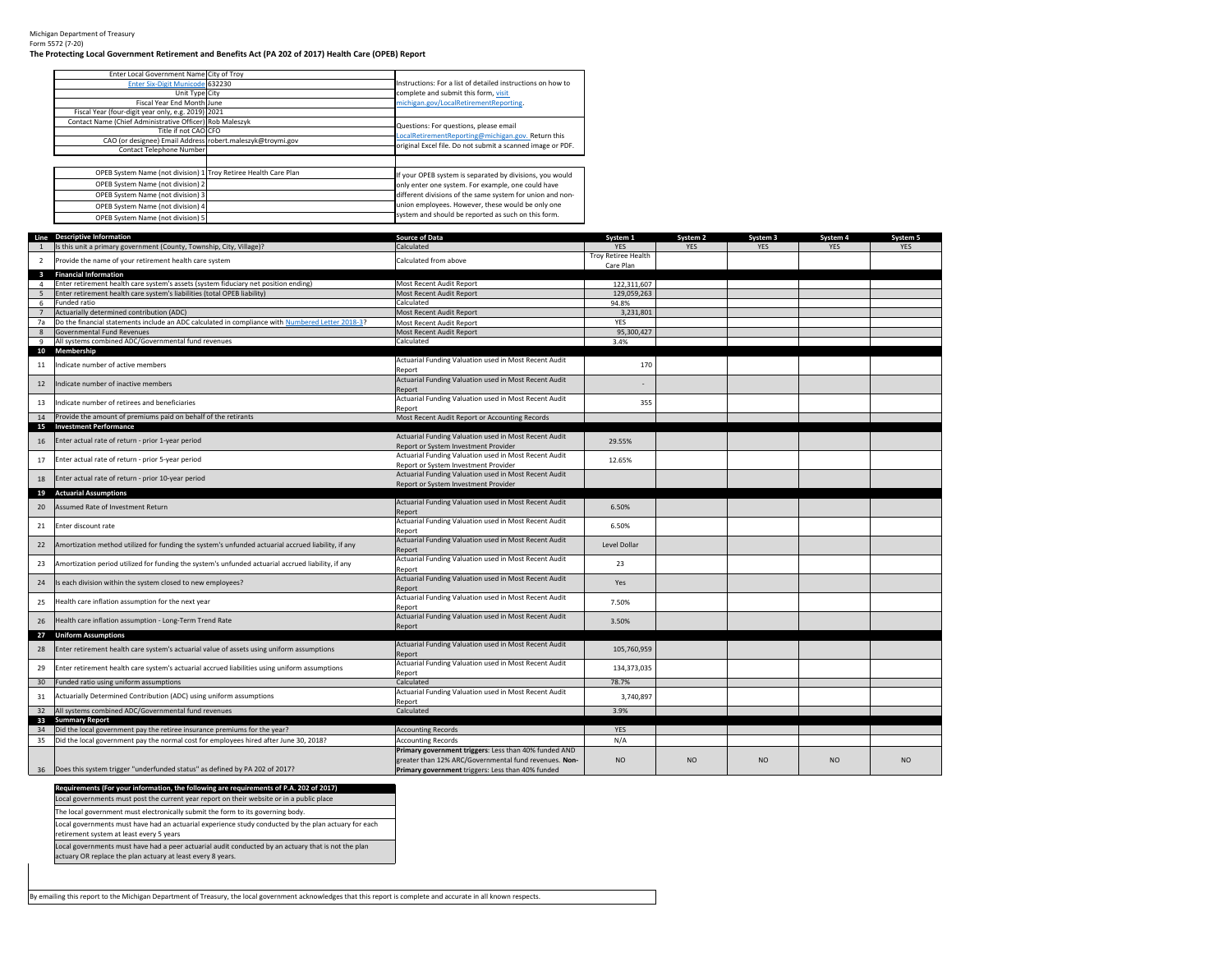Michigan Department of Treasury
Form 5572 (7-20)

**The Protecting Local Government Retirement and Benefits Act (PA 202 of 2017) Health Care (OPEB) Report**

| | |
|---|---|
| Enter Local Government Name | City of Troy |
| Enter Six-Digit Municode | 632230 |
| Unit Type | City |
| Fiscal Year End Month | June |
| Fiscal Year (four-digit year only, e.g. 2019) | 2021 |
| Contact Name (Chief Administrative Officer) | Rob Maleszyk |
| Title if not CAO | CFO |
| CAO (or designee) Email Address | robert.maleszyk@troymi.gov |
| Contact Telephone Number | |

Instructions: For a list of detailed instructions on how to complete and submit this form, visit michigan.gov/LocalRetirementReporting.

Questions: For questions, please email LocalRetirementReporting@michigan.gov. Return this original Excel file. Do not submit a scanned image or PDF.

| | |
|---|---|
| OPEB System Name (not division) 1 | Troy Retiree Health Care Plan |
| OPEB System Name (not division) 2 | |
| OPEB System Name (not division) 3 | |
| OPEB System Name (not division) 4 | |
| OPEB System Name (not division) 5 | |

If your OPEB system is separated by divisions, you would only enter one system. For example, one could have different divisions of the same system for union and non-union employees. However, these would be only one system and should be reported as such on this form.

| Line | Descriptive Information | Source of Data | System 1 | System 2 | System 3 | System 4 | System 5 |
|---|---|---|---|---|---|---|---|
| 1 | Is this unit a primary government (County, Township, City, Village)? | Calculated | YES | YES | YES | YES | YES |
| 2 | Provide the name of your retirement health care system | Calculated from above | Troy Retiree Health Care Plan | | | | |
| 3 | **Financial Information** | | | | | | |
| 4 | Enter retirement health care system's assets (system fiduciary net position ending) | Most Recent Audit Report | 122,311,607 | | | | |
| 5 | Enter retirement health care system's liabilities (total OPEB liability) | Most Recent Audit Report | 129,059,263 | | | | |
| 6 | Funded ratio | Calculated | 94.8% | | | | |
| 7 | Actuarially determined contribution (ADC) | Most Recent Audit Report | 3,231,801 | | | | |
| 7a | Do the financial statements include an ADC calculated in compliance with Numbered Letter 2018-3? | Most Recent Audit Report | YES | | | | |
| 8 | Governmental Fund Revenues | Most Recent Audit Report | 95,300,427 | | | | |
| 9 | All systems combined ADC/Governmental fund revenues | Calculated | 3.4% | | | | |
| 10 | **Membership** | | | | | | |
| 11 | Indicate number of active members | Actuarial Funding Valuation used in Most Recent Audit Report | 170 | | | | |
| 12 | Indicate number of inactive members | Actuarial Funding Valuation used in Most Recent Audit Report | - | | | | |
| 13 | Indicate number of retirees and beneficiaries | Actuarial Funding Valuation used in Most Recent Audit Report | 355 | | | | |
| 14 | Provide the amount of premiums paid on behalf of the retirants | Most Recent Audit Report or Accounting Records | | | | | |
| 15 | **Investment Performance** | | | | | | |
| 16 | Enter actual rate of return - prior 1-year period | Actuarial Funding Valuation used in Most Recent Audit Report or System Investment Provider | 29.55% | | | | |
| 17 | Enter actual rate of return - prior 5-year period | Actuarial Funding Valuation used in Most Recent Audit Report or System Investment Provider | 12.65% | | | | |
| 18 | Enter actual rate of return - prior 10-year period | Actuarial Funding Valuation used in Most Recent Audit Report or System Investment Provider | | | | | |
| 19 | **Actuarial Assumptions** | | | | | | |
| 20 | Assumed Rate of Investment Return | Actuarial Funding Valuation used in Most Recent Audit Report | 6.50% | | | | |
| 21 | Enter discount rate | Actuarial Funding Valuation used in Most Recent Audit Report | 6.50% | | | | |
| 22 | Amortization method utilized for funding the system's unfunded actuarial accrued liability, if any | Actuarial Funding Valuation used in Most Recent Audit Report | Level Dollar | | | | |
| 23 | Amortization period utilized for funding the system's unfunded actuarial accrued liability, if any | Actuarial Funding Valuation used in Most Recent Audit Report | 23 | | | | |
| 24 | Is each division within the system closed to new employees? | Actuarial Funding Valuation used in Most Recent Audit Report | Yes | | | | |
| 25 | Health care inflation assumption for the next year | Actuarial Funding Valuation used in Most Recent Audit Report | 7.50% | | | | |
| 26 | Health care inflation assumption - Long-Term Trend Rate | Actuarial Funding Valuation used in Most Recent Audit Report | 3.50% | | | | |
| 27 | **Uniform Assumptions** | | | | | | |
| 28 | Enter retirement health care system's actuarial value of assets using uniform assumptions | Actuarial Funding Valuation used in Most Recent Audit Report | 105,760,959 | | | | |
| 29 | Enter retirement health care system's actuarial accrued liabilities using uniform assumptions | Actuarial Funding Valuation used in Most Recent Audit Report | 134,373,035 | | | | |
| 30 | Funded ratio using uniform assumptions | Calculated | 78.7% | | | | |
| 31 | Actuarially Determined Contribution (ADC) using uniform assumptions | Actuarial Funding Valuation used in Most Recent Audit Report | 3,740,897 | | | | |
| 32 | All systems combined ADC/Governmental fund revenues | Calculated | 3.9% | | | | |
| 33 | **Summary Report** | | | | | | |
| 34 | Did the local government pay the retiree insurance premiums for the year? | Accounting Records | YES | | | | |
| 35 | Did the local government pay the normal cost for employees hired after June 30, 2018? | Accounting Records | N/A | | | | |
| 36 | Does this system trigger "underfunded status" as defined by PA 202 of 2017? | **Primary government triggers**: Less than 40% funded AND greater than 12% ARC/Governmental fund revenues. **Non-Primary government** triggers: Less than 40% funded | NO | NO | NO | NO | NO |

**Requirements (For your information, the following are requirements of P.A. 202 of 2017)**

Local governments must post the current year report on their website or in a public place

The local government must electronically submit the form to its governing body.

Local governments must have had an actuarial experience study conducted by the plan actuary for each retirement system at least every 5 years

Local governments must have had a peer actuarial audit conducted by an actuary that is not the plan actuary OR replace the plan actuary at least every 8 years.

By emailing this report to the Michigan Department of Treasury, the local government acknowledges that this report is complete and accurate in all known respects.